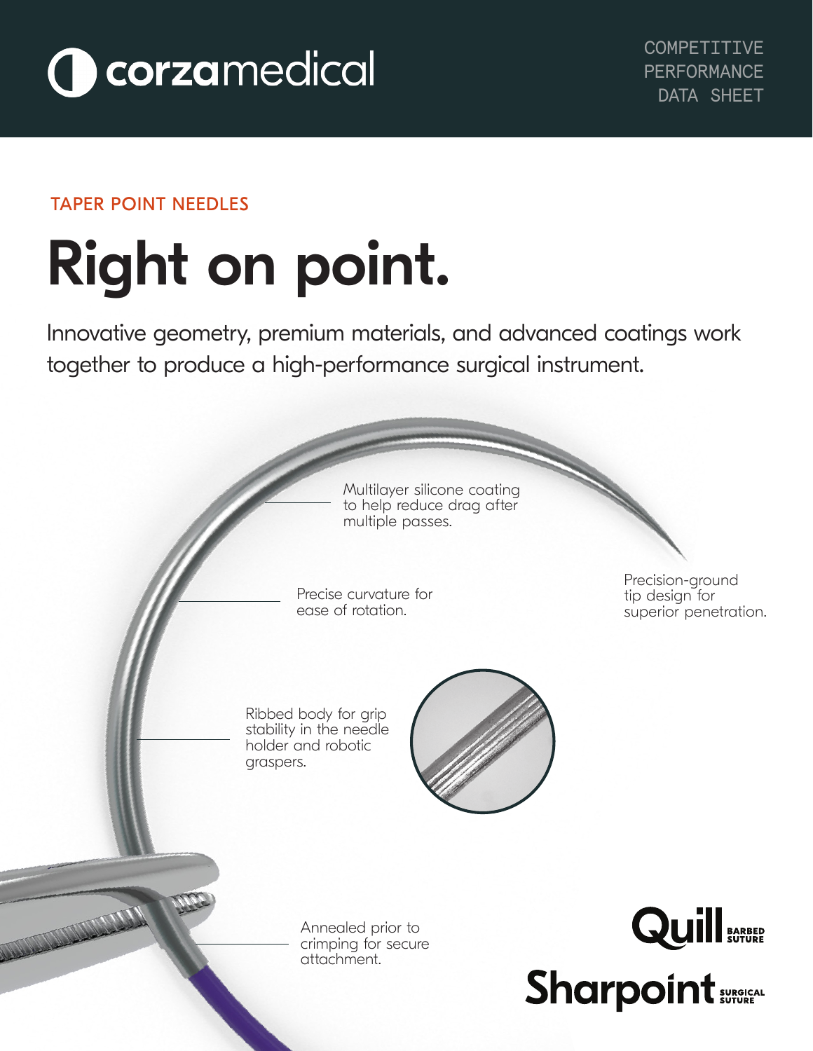corzamedical

COMPETITIVE PERFORMANCE DATA SHEET

TAPER POINT NEEDLES

# Right on point.

Innovative geometry, premium materials, and advanced coatings work together to produce a high-performance surgical instrument.

Multilayer silicone coating to help reduce drag after multiple passes.

Precise curvature for ease of rotation.

Precision-ground tip design for superior penetration.

Ribbed body for grip stability in the needle holder and robotic graspers.

Annealed prior to crimping for secure attachment.

Quill BARBED SUTURE

Sharpoint SURGICAL SUTURE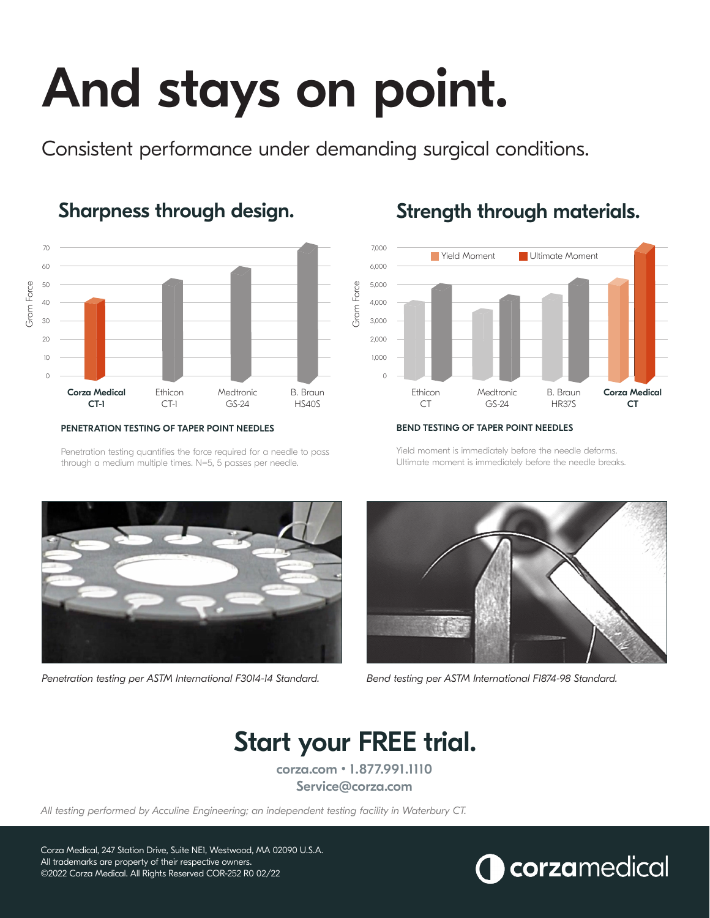# And stays on point.

Consistent performance under demanding surgical conditions.

## Sharpness through design.

70
60
50
40
30
20
10
0

Gram Force

**Corza Medical CT-1**
Ethicon CT-1
Medtronic GS-24
B. Braun HS40S

**PENETRATION TESTING OF TAPER POINT NEEDLES**

Penetration testing quantifies the force required for a needle to pass through a medium multiple times. N=5, 5 passes per needle.

## Strength through materials.

Yield Moment
Ultimate Moment

7,000
6,000
5,000
4,000
3,000
2,000
1,000
0

Gram Force

Ethicon CT
Medtronic GS-24
B. Braun HR37S
**Corza Medical CT**

**BEND TESTING OF TAPER POINT NEEDLES**

Yield moment is immediately before the needle deforms.
Ultimate moment is immediately before the needle breaks.

*Penetration testing per ASTM International F3014-14 Standard.*

*Bend testing per ASTM International F1874-98 Standard.*

## Start your FREE trial.

**corza.com • 1.877.991.1110**
**Service@corza.com**

*All testing performed by Acculine Engineering; an independent testing facility in Waterbury CT.*

Corza Medical, 247 Station Drive, Suite NE1, Westwood, MA 02090 U.S.A.
All trademarks are property of their respective owners.
©2022 Corza Medical. All Rights Reserved COR-252 R0 02/22

corzamedical